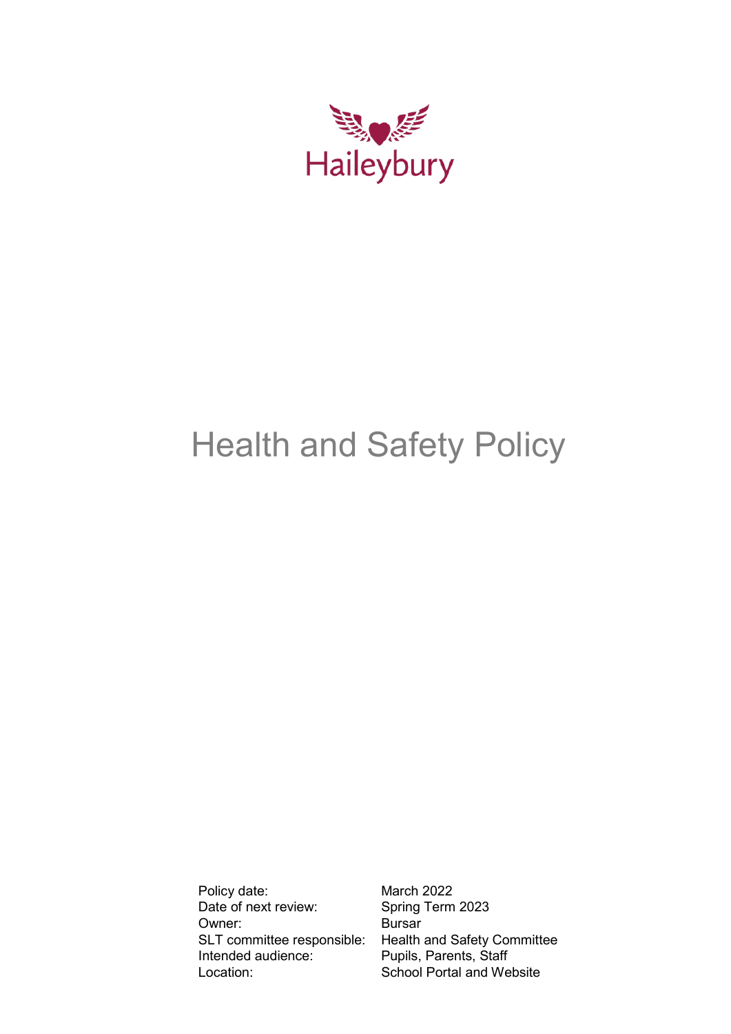Haileybury

# Health and Safety Policy

| | |
|---|---|
| Policy date: | March 2022 |
| Date of next review: | Spring Term 2023 |
| Owner: | Bursar |
| SLT committee responsible: | Health and Safety Committee |
| Intended audience: | Pupils, Parents, Staff |
| Location: | School Portal and Website |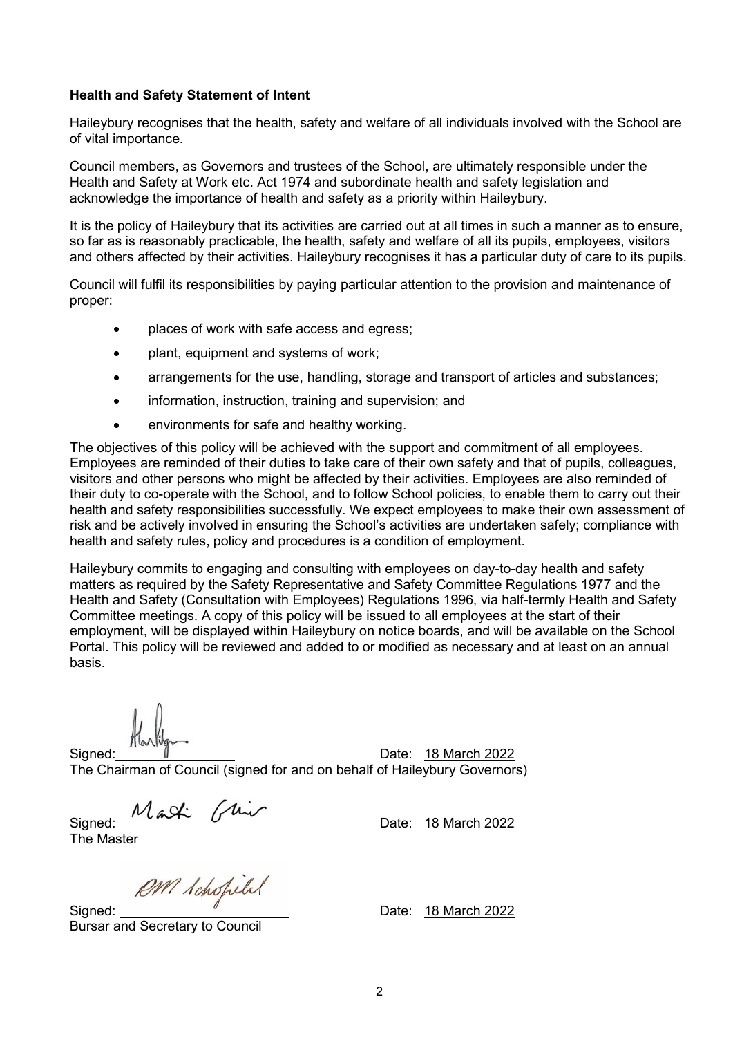**Health and Safety Statement of Intent**

Haileybury recognises that the health, safety and welfare of all individuals involved with the School are of vital importance.

Council members, as Governors and trustees of the School, are ultimately responsible under the Health and Safety at Work etc. Act 1974 and subordinate health and safety legislation and acknowledge the importance of health and safety as a priority within Haileybury.

It is the policy of Haileybury that its activities are carried out at all times in such a manner as to ensure, so far as is reasonably practicable, the health, safety and welfare of all its pupils, employees, visitors and others affected by their activities. Haileybury recognises it has a particular duty of care to its pupils.

Council will fulfil its responsibilities by paying particular attention to the provision and maintenance of proper:

- places of work with safe access and egress;
- plant, equipment and systems of work;
- arrangements for the use, handling, storage and transport of articles and substances;
- information, instruction, training and supervision; and
- environments for safe and healthy working.

The objectives of this policy will be achieved with the support and commitment of all employees. Employees are reminded of their duties to take care of their own safety and that of pupils, colleagues, visitors and other persons who might be affected by their activities. Employees are also reminded of their duty to co-operate with the School, and to follow School policies, to enable them to carry out their health and safety responsibilities successfully. We expect employees to make their own assessment of risk and be actively involved in ensuring the School's activities are undertaken safely; compliance with health and safety rules, policy and procedures is a condition of employment.

Haileybury commits to engaging and consulting with employees on day-to-day health and safety matters as required by the Safety Representative and Safety Committee Regulations 1977 and the Health and Safety (Consultation with Employees) Regulations 1996, via half-termly Health and Safety Committee meetings. A copy of this policy will be issued to all employees at the start of their employment, will be displayed within Haileybury on notice boards, and will be available on the School Portal. This policy will be reviewed and added to or modified as necessary and at least on an annual basis.

Signed: ________________ Date: 18 March 2022

The Chairman of Council (signed for and on behalf of Haileybury Governors)

Signed: ________________ Date: 18 March 2022

The Master

Signed: ________________ Date: 18 March 2022

Bursar and Secretary to Council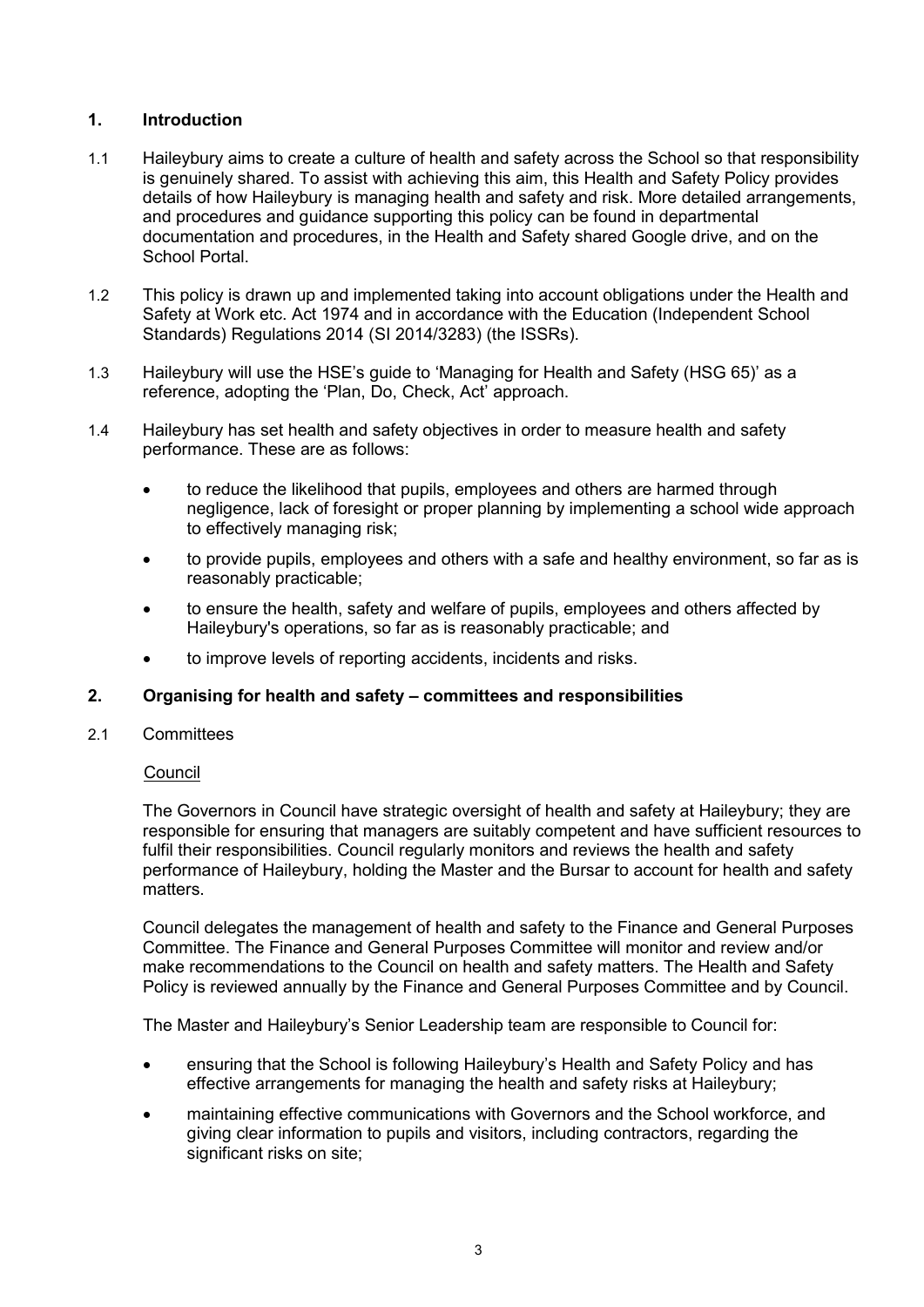## 1. Introduction

1.1 Haileybury aims to create a culture of health and safety across the School so that responsibility is genuinely shared. To assist with achieving this aim, this Health and Safety Policy provides details of how Haileybury is managing health and safety and risk. More detailed arrangements, and procedures and guidance supporting this policy can be found in departmental documentation and procedures, in the Health and Safety shared Google drive, and on the School Portal.

1.2 This policy is drawn up and implemented taking into account obligations under the Health and Safety at Work etc. Act 1974 and in accordance with the Education (Independent School Standards) Regulations 2014 (SI 2014/3283) (the ISSRs).

1.3 Haileybury will use the HSE's guide to 'Managing for Health and Safety (HSG 65)' as a reference, adopting the 'Plan, Do, Check, Act' approach.

1.4 Haileybury has set health and safety objectives in order to measure health and safety performance. These are as follows:

- to reduce the likelihood that pupils, employees and others are harmed through negligence, lack of foresight or proper planning by implementing a school wide approach to effectively managing risk;
- to provide pupils, employees and others with a safe and healthy environment, so far as is reasonably practicable;
- to ensure the health, safety and welfare of pupils, employees and others affected by Haileybury's operations, so far as is reasonably practicable; and
- to improve levels of reporting accidents, incidents and risks.

## 2. Organising for health and safety – committees and responsibilities

2.1 Committees

<u>Council</u>

The Governors in Council have strategic oversight of health and safety at Haileybury; they are responsible for ensuring that managers are suitably competent and have sufficient resources to fulfil their responsibilities. Council regularly monitors and reviews the health and safety performance of Haileybury, holding the Master and the Bursar to account for health and safety matters.

Council delegates the management of health and safety to the Finance and General Purposes Committee. The Finance and General Purposes Committee will monitor and review and/or make recommendations to the Council on health and safety matters. The Health and Safety Policy is reviewed annually by the Finance and General Purposes Committee and by Council.

The Master and Haileybury's Senior Leadership team are responsible to Council for:

- ensuring that the School is following Haileybury's Health and Safety Policy and has effective arrangements for managing the health and safety risks at Haileybury;
- maintaining effective communications with Governors and the School workforce, and giving clear information to pupils and visitors, including contractors, regarding the significant risks on site;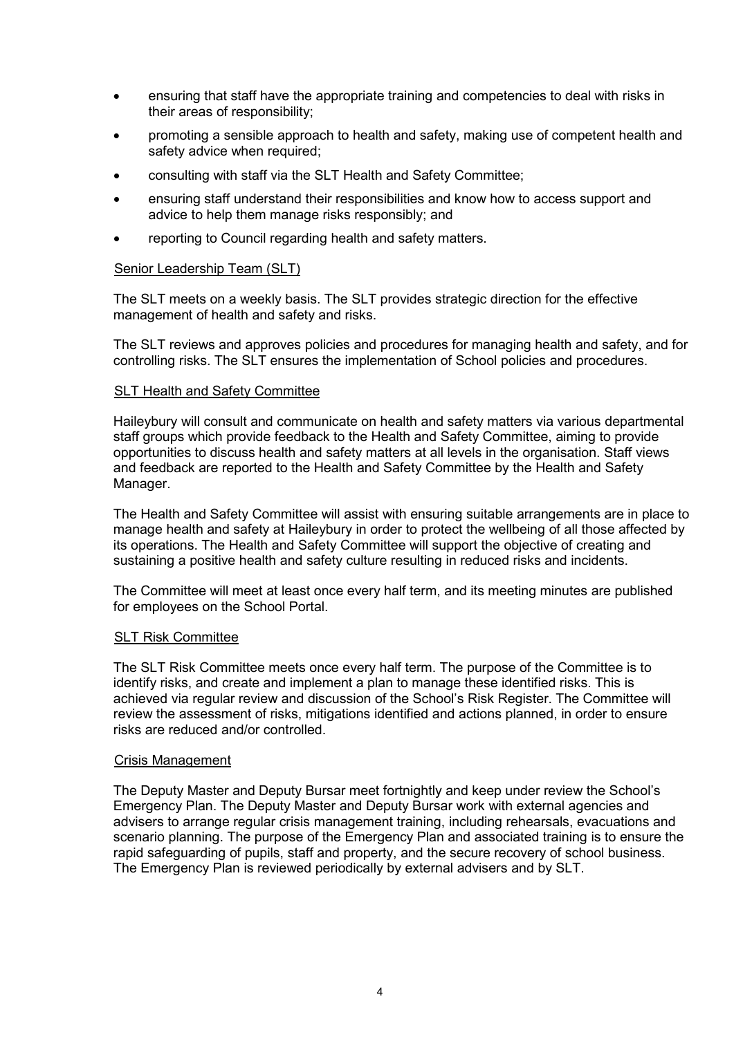- ensuring that staff have the appropriate training and competencies to deal with risks in their areas of responsibility;
- promoting a sensible approach to health and safety, making use of competent health and safety advice when required;
- consulting with staff via the SLT Health and Safety Committee;
- ensuring staff understand their responsibilities and know how to access support and advice to help them manage risks responsibly; and
- reporting to Council regarding health and safety matters.

### Senior Leadership Team (SLT)

The SLT meets on a weekly basis. The SLT provides strategic direction for the effective management of health and safety and risks.

The SLT reviews and approves policies and procedures for managing health and safety, and for controlling risks. The SLT ensures the implementation of School policies and procedures.

### SLT Health and Safety Committee

Haileybury will consult and communicate on health and safety matters via various departmental staff groups which provide feedback to the Health and Safety Committee, aiming to provide opportunities to discuss health and safety matters at all levels in the organisation. Staff views and feedback are reported to the Health and Safety Committee by the Health and Safety Manager.

The Health and Safety Committee will assist with ensuring suitable arrangements are in place to manage health and safety at Haileybury in order to protect the wellbeing of all those affected by its operations. The Health and Safety Committee will support the objective of creating and sustaining a positive health and safety culture resulting in reduced risks and incidents.

The Committee will meet at least once every half term, and its meeting minutes are published for employees on the School Portal.

### SLT Risk Committee

The SLT Risk Committee meets once every half term. The purpose of the Committee is to identify risks, and create and implement a plan to manage these identified risks. This is achieved via regular review and discussion of the School's Risk Register. The Committee will review the assessment of risks, mitigations identified and actions planned, in order to ensure risks are reduced and/or controlled.

### Crisis Management

The Deputy Master and Deputy Bursar meet fortnightly and keep under review the School's Emergency Plan. The Deputy Master and Deputy Bursar work with external agencies and advisers to arrange regular crisis management training, including rehearsals, evacuations and scenario planning. The purpose of the Emergency Plan and associated training is to ensure the rapid safeguarding of pupils, staff and property, and the secure recovery of school business. The Emergency Plan is reviewed periodically by external advisers and by SLT.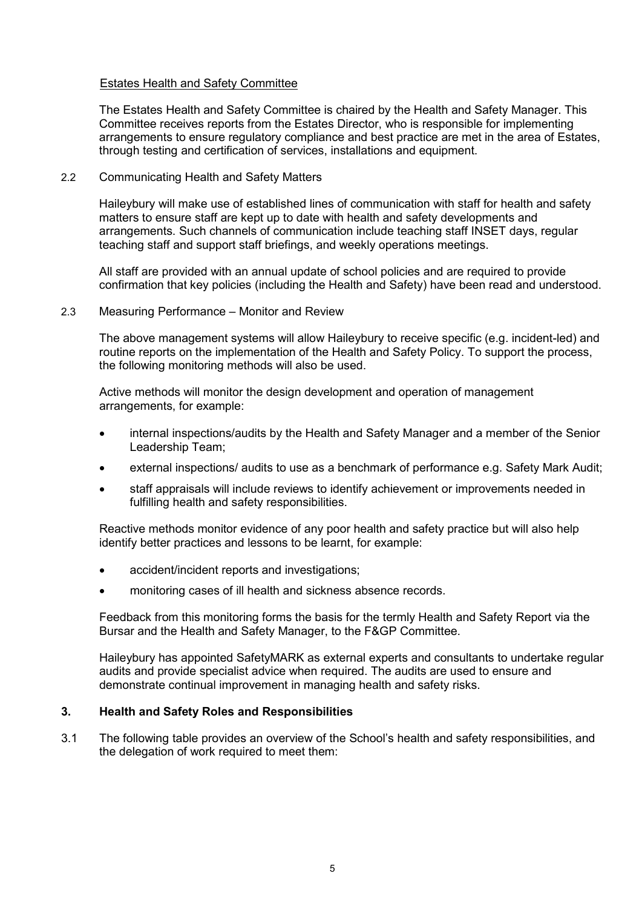Estates Health and Safety Committee

The Estates Health and Safety Committee is chaired by the Health and Safety Manager. This Committee receives reports from the Estates Director, who is responsible for implementing arrangements to ensure regulatory compliance and best practice are met in the area of Estates, through testing and certification of services, installations and equipment.

### 2.2 Communicating Health and Safety Matters

Haileybury will make use of established lines of communication with staff for health and safety matters to ensure staff are kept up to date with health and safety developments and arrangements. Such channels of communication include teaching staff INSET days, regular teaching staff and support staff briefings, and weekly operations meetings.

All staff are provided with an annual update of school policies and are required to provide confirmation that key policies (including the Health and Safety) have been read and understood.

### 2.3 Measuring Performance – Monitor and Review

The above management systems will allow Haileybury to receive specific (e.g. incident-led) and routine reports on the implementation of the Health and Safety Policy. To support the process, the following monitoring methods will also be used.

Active methods will monitor the design development and operation of management arrangements, for example:

- internal inspections/audits by the Health and Safety Manager and a member of the Senior Leadership Team;
- external inspections/ audits to use as a benchmark of performance e.g. Safety Mark Audit;
- staff appraisals will include reviews to identify achievement or improvements needed in fulfilling health and safety responsibilities.

Reactive methods monitor evidence of any poor health and safety practice but will also help identify better practices and lessons to be learnt, for example:

- accident/incident reports and investigations;
- monitoring cases of ill health and sickness absence records.

Feedback from this monitoring forms the basis for the termly Health and Safety Report via the Bursar and the Health and Safety Manager, to the F&GP Committee.

Haileybury has appointed SafetyMARK as external experts and consultants to undertake regular audits and provide specialist advice when required. The audits are used to ensure and demonstrate continual improvement in managing health and safety risks.

## 3. Health and Safety Roles and Responsibilities

3.1 The following table provides an overview of the School's health and safety responsibilities, and the delegation of work required to meet them: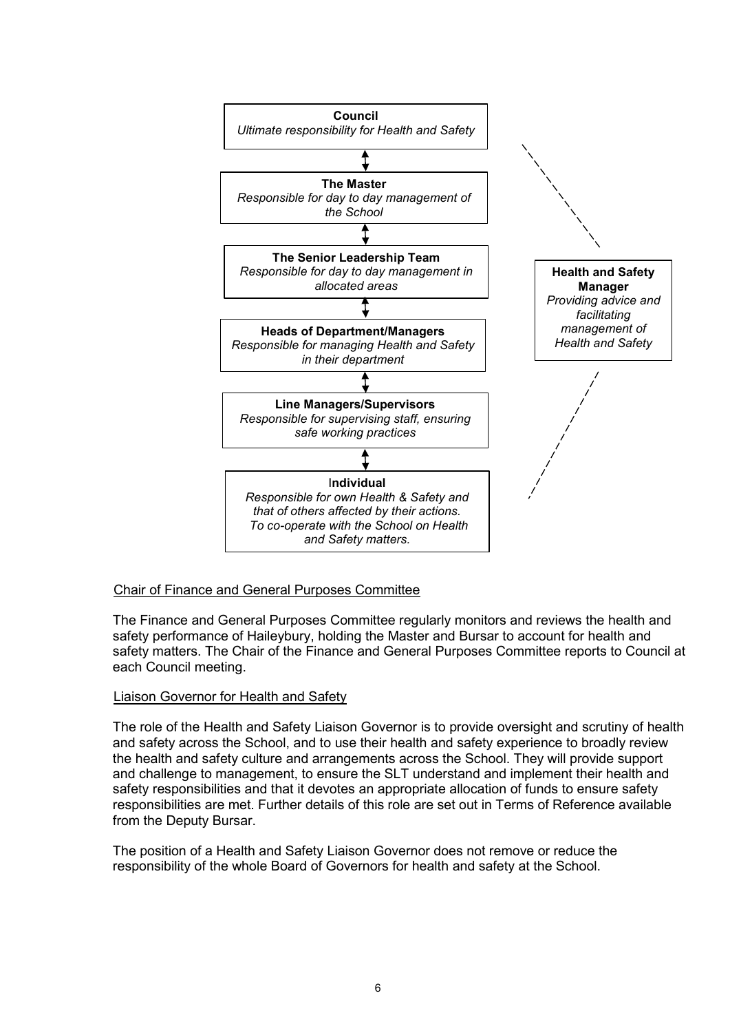**Council**
*Ultimate responsibility for Health and Safety*

↕

**The Master**
*Responsible for day to day management of the School*

↕

**The Senior Leadership Team**
*Responsible for day to day management in allocated areas*

↕

**Heads of Department/Managers**
*Responsible for managing Health and Safety in their department*

↕

**Line Managers/Supervisors**
*Responsible for supervising staff, ensuring safe working practices*

↕

**Individual**
*Responsible for own Health & Safety and that of others affected by their actions. To co-operate with the School on Health and Safety matters.*

**Health and Safety Manager**
*Providing advice and facilitating management of Health and Safety*

Chair of Finance and General Purposes Committee

The Finance and General Purposes Committee regularly monitors and reviews the health and safety performance of Haileybury, holding the Master and Bursar to account for health and safety matters. The Chair of the Finance and General Purposes Committee reports to Council at each Council meeting.

Liaison Governor for Health and Safety

The role of the Health and Safety Liaison Governor is to provide oversight and scrutiny of health and safety across the School, and to use their health and safety experience to broadly review the health and safety culture and arrangements across the School. They will provide support and challenge to management, to ensure the SLT understand and implement their health and safety responsibilities and that it devotes an appropriate allocation of funds to ensure safety responsibilities are met. Further details of this role are set out in Terms of Reference available from the Deputy Bursar.

The position of a Health and Safety Liaison Governor does not remove or reduce the responsibility of the whole Board of Governors for health and safety at the School.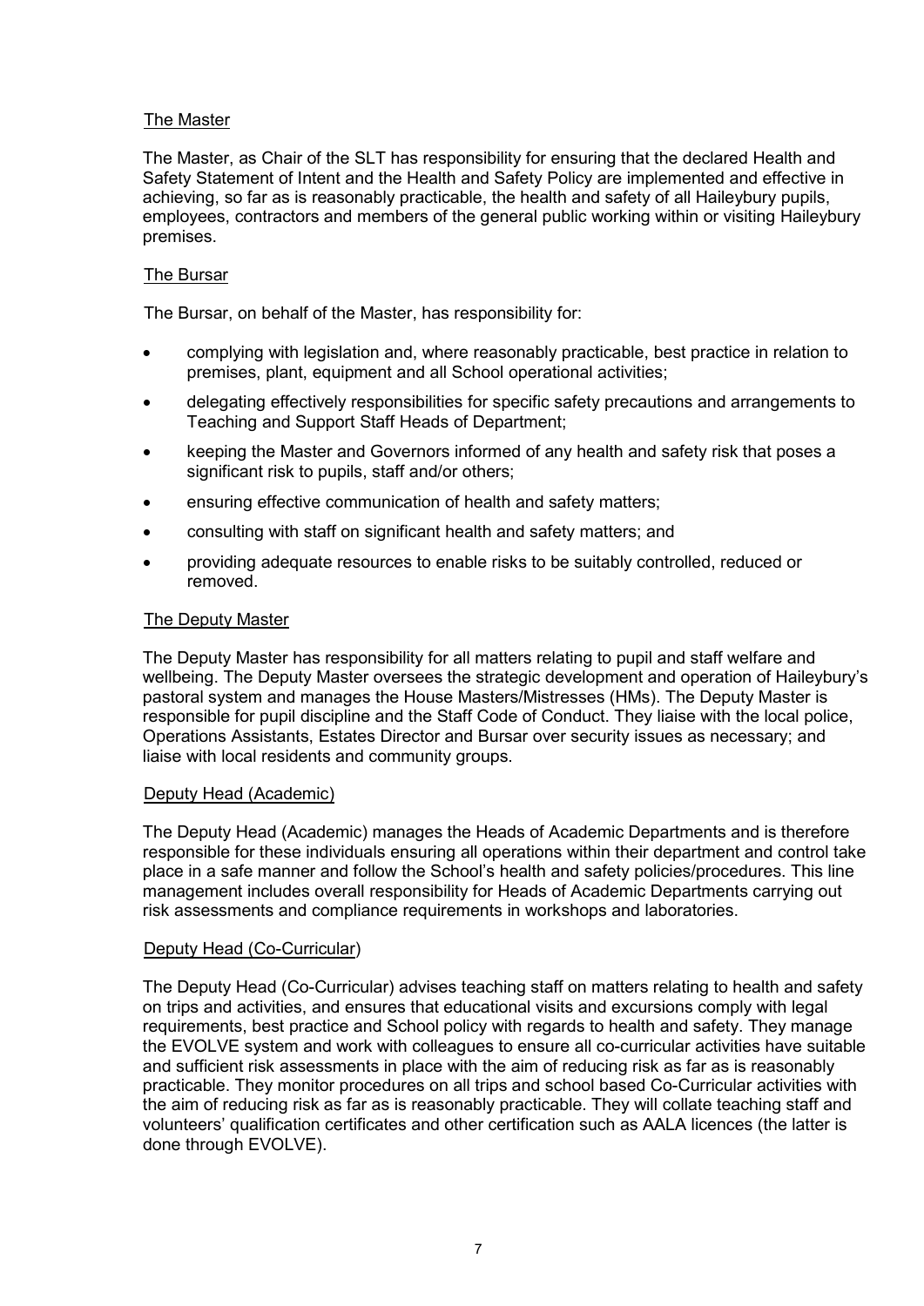### The Master

The Master, as Chair of the SLT has responsibility for ensuring that the declared Health and Safety Statement of Intent and the Health and Safety Policy are implemented and effective in achieving, so far as is reasonably practicable, the health and safety of all Haileybury pupils, employees, contractors and members of the general public working within or visiting Haileybury premises.

### The Bursar

The Bursar, on behalf of the Master, has responsibility for:

- complying with legislation and, where reasonably practicable, best practice in relation to premises, plant, equipment and all School operational activities;
- delegating effectively responsibilities for specific safety precautions and arrangements to Teaching and Support Staff Heads of Department;
- keeping the Master and Governors informed of any health and safety risk that poses a significant risk to pupils, staff and/or others;
- ensuring effective communication of health and safety matters;
- consulting with staff on significant health and safety matters; and
- providing adequate resources to enable risks to be suitably controlled, reduced or removed.

### The Deputy Master

The Deputy Master has responsibility for all matters relating to pupil and staff welfare and wellbeing. The Deputy Master oversees the strategic development and operation of Haileybury's pastoral system and manages the House Masters/Mistresses (HMs). The Deputy Master is responsible for pupil discipline and the Staff Code of Conduct. They liaise with the local police, Operations Assistants, Estates Director and Bursar over security issues as necessary; and liaise with local residents and community groups.

### Deputy Head (Academic)

The Deputy Head (Academic) manages the Heads of Academic Departments and is therefore responsible for these individuals ensuring all operations within their department and control take place in a safe manner and follow the School's health and safety policies/procedures. This line management includes overall responsibility for Heads of Academic Departments carrying out risk assessments and compliance requirements in workshops and laboratories.

### Deputy Head (Co-Curricular)

The Deputy Head (Co-Curricular) advises teaching staff on matters relating to health and safety on trips and activities, and ensures that educational visits and excursions comply with legal requirements, best practice and School policy with regards to health and safety. They manage the EVOLVE system and work with colleagues to ensure all co-curricular activities have suitable and sufficient risk assessments in place with the aim of reducing risk as far as is reasonably practicable. They monitor procedures on all trips and school based Co-Curricular activities with the aim of reducing risk as far as is reasonably practicable. They will collate teaching staff and volunteers' qualification certificates and other certification such as AALA licences (the latter is done through EVOLVE).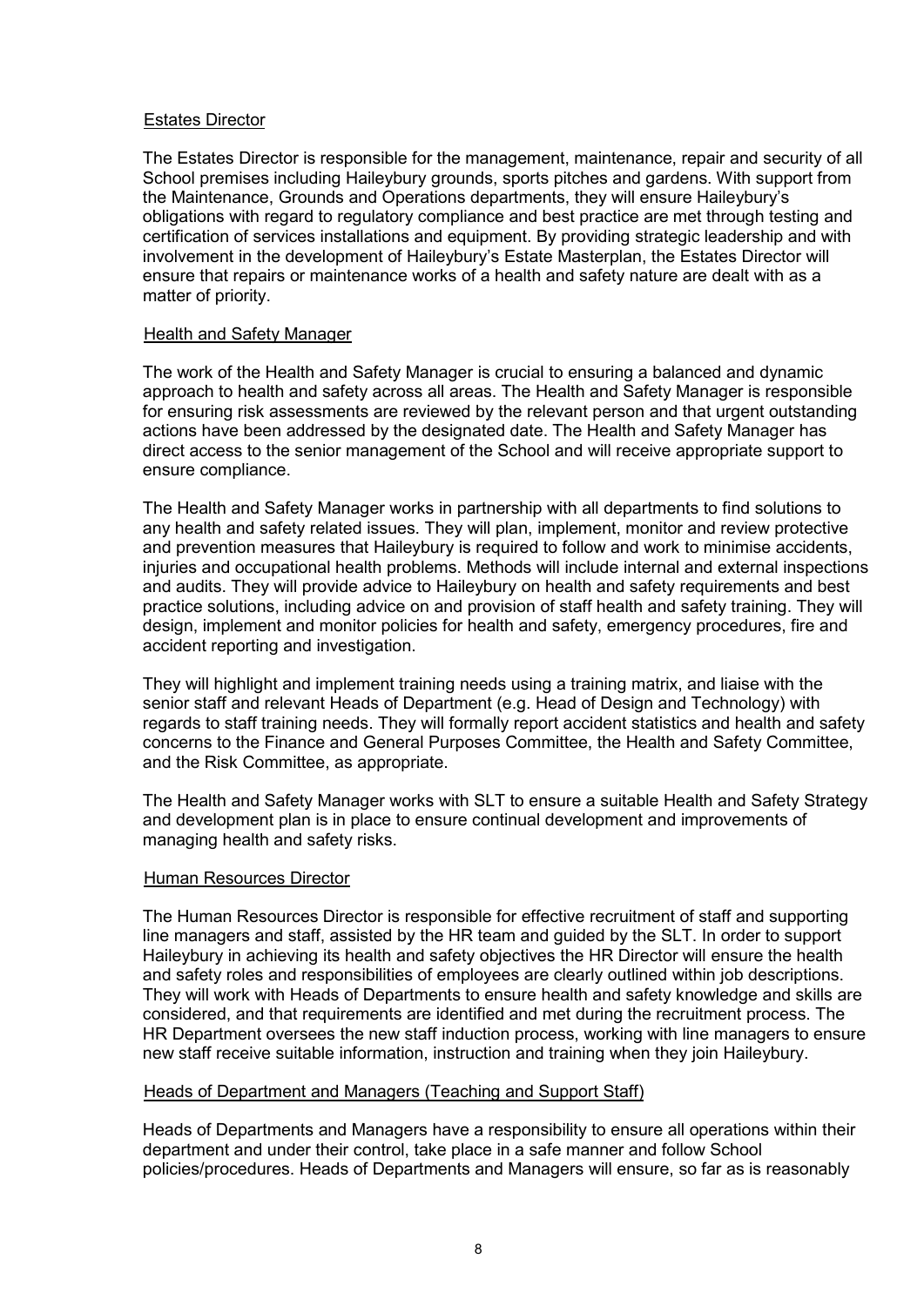#### Estates Director

The Estates Director is responsible for the management, maintenance, repair and security of all School premises including Haileybury grounds, sports pitches and gardens. With support from the Maintenance, Grounds and Operations departments, they will ensure Haileybury's obligations with regard to regulatory compliance and best practice are met through testing and certification of services installations and equipment. By providing strategic leadership and with involvement in the development of Haileybury's Estate Masterplan, the Estates Director will ensure that repairs or maintenance works of a health and safety nature are dealt with as a matter of priority.

#### Health and Safety Manager

The work of the Health and Safety Manager is crucial to ensuring a balanced and dynamic approach to health and safety across all areas. The Health and Safety Manager is responsible for ensuring risk assessments are reviewed by the relevant person and that urgent outstanding actions have been addressed by the designated date. The Health and Safety Manager has direct access to the senior management of the School and will receive appropriate support to ensure compliance.

The Health and Safety Manager works in partnership with all departments to find solutions to any health and safety related issues. They will plan, implement, monitor and review protective and prevention measures that Haileybury is required to follow and work to minimise accidents, injuries and occupational health problems. Methods will include internal and external inspections and audits. They will provide advice to Haileybury on health and safety requirements and best practice solutions, including advice on and provision of staff health and safety training. They will design, implement and monitor policies for health and safety, emergency procedures, fire and accident reporting and investigation.

They will highlight and implement training needs using a training matrix, and liaise with the senior staff and relevant Heads of Department (e.g. Head of Design and Technology) with regards to staff training needs. They will formally report accident statistics and health and safety concerns to the Finance and General Purposes Committee, the Health and Safety Committee, and the Risk Committee, as appropriate.

The Health and Safety Manager works with SLT to ensure a suitable Health and Safety Strategy and development plan is in place to ensure continual development and improvements of managing health and safety risks.

#### Human Resources Director

The Human Resources Director is responsible for effective recruitment of staff and supporting line managers and staff, assisted by the HR team and guided by the SLT. In order to support Haileybury in achieving its health and safety objectives the HR Director will ensure the health and safety roles and responsibilities of employees are clearly outlined within job descriptions. They will work with Heads of Departments to ensure health and safety knowledge and skills are considered, and that requirements are identified and met during the recruitment process. The HR Department oversees the new staff induction process, working with line managers to ensure new staff receive suitable information, instruction and training when they join Haileybury.

#### Heads of Department and Managers (Teaching and Support Staff)

Heads of Departments and Managers have a responsibility to ensure all operations within their department and under their control, take place in a safe manner and follow School policies/procedures. Heads of Departments and Managers will ensure, so far as is reasonably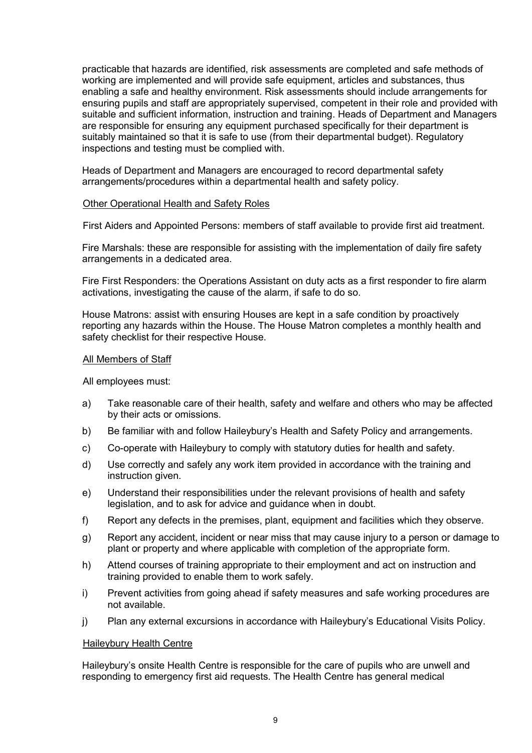practicable that hazards are identified, risk assessments are completed and safe methods of working are implemented and will provide safe equipment, articles and substances, thus enabling a safe and healthy environment. Risk assessments should include arrangements for ensuring pupils and staff are appropriately supervised, competent in their role and provided with suitable and sufficient information, instruction and training. Heads of Department and Managers are responsible for ensuring any equipment purchased specifically for their department is suitably maintained so that it is safe to use (from their departmental budget). Regulatory inspections and testing must be complied with.

Heads of Department and Managers are encouraged to record departmental safety arrangements/procedures within a departmental health and safety policy.

<u>Other Operational Health and Safety Roles</u>

First Aiders and Appointed Persons: members of staff available to provide first aid treatment.

Fire Marshals: these are responsible for assisting with the implementation of daily fire safety arrangements in a dedicated area.

Fire First Responders: the Operations Assistant on duty acts as a first responder to fire alarm activations, investigating the cause of the alarm, if safe to do so.

House Matrons: assist with ensuring Houses are kept in a safe condition by proactively reporting any hazards within the House. The House Matron completes a monthly health and safety checklist for their respective House.

<u>All Members of Staff</u>

All employees must:

a) Take reasonable care of their health, safety and welfare and others who may be affected by their acts or omissions.
b) Be familiar with and follow Haileybury's Health and Safety Policy and arrangements.
c) Co-operate with Haileybury to comply with statutory duties for health and safety.
d) Use correctly and safely any work item provided in accordance with the training and instruction given.
e) Understand their responsibilities under the relevant provisions of health and safety legislation, and to ask for advice and guidance when in doubt.
f) Report any defects in the premises, plant, equipment and facilities which they observe.
g) Report any accident, incident or near miss that may cause injury to a person or damage to plant or property and where applicable with completion of the appropriate form.
h) Attend courses of training appropriate to their employment and act on instruction and training provided to enable them to work safely.
i) Prevent activities from going ahead if safety measures and safe working procedures are not available.
j) Plan any external excursions in accordance with Haileybury's Educational Visits Policy.

<u>Haileybury Health Centre</u>

Haileybury's onsite Health Centre is responsible for the care of pupils who are unwell and responding to emergency first aid requests. The Health Centre has general medical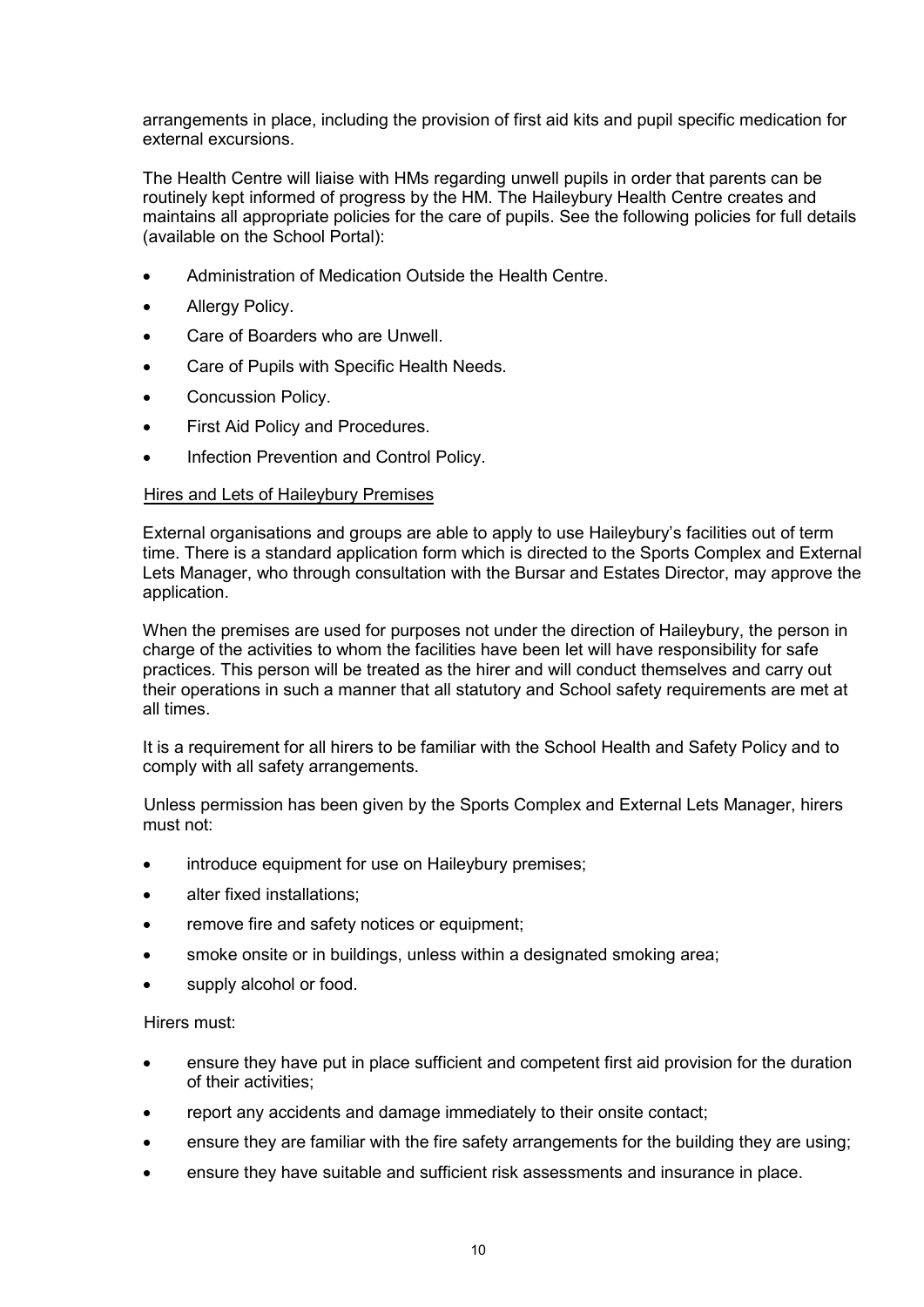arrangements in place, including the provision of first aid kits and pupil specific medication for external excursions.

The Health Centre will liaise with HMs regarding unwell pupils in order that parents can be routinely kept informed of progress by the HM. The Haileybury Health Centre creates and maintains all appropriate policies for the care of pupils. See the following policies for full details (available on the School Portal):

- Administration of Medication Outside the Health Centre.
- Allergy Policy.
- Care of Boarders who are Unwell.
- Care of Pupils with Specific Health Needs.
- Concussion Policy.
- First Aid Policy and Procedures.
- Infection Prevention and Control Policy.

### Hires and Lets of Haileybury Premises

External organisations and groups are able to apply to use Haileybury's facilities out of term time. There is a standard application form which is directed to the Sports Complex and External Lets Manager, who through consultation with the Bursar and Estates Director, may approve the application.

When the premises are used for purposes not under the direction of Haileybury, the person in charge of the activities to whom the facilities have been let will have responsibility for safe practices. This person will be treated as the hirer and will conduct themselves and carry out their operations in such a manner that all statutory and School safety requirements are met at all times.

It is a requirement for all hirers to be familiar with the School Health and Safety Policy and to comply with all safety arrangements.

Unless permission has been given by the Sports Complex and External Lets Manager, hirers must not:

- introduce equipment for use on Haileybury premises;
- alter fixed installations;
- remove fire and safety notices or equipment;
- smoke onsite or in buildings, unless within a designated smoking area;
- supply alcohol or food.

Hirers must:

- ensure they have put in place sufficient and competent first aid provision for the duration of their activities;
- report any accidents and damage immediately to their onsite contact;
- ensure they are familiar with the fire safety arrangements for the building they are using;
- ensure they have suitable and sufficient risk assessments and insurance in place.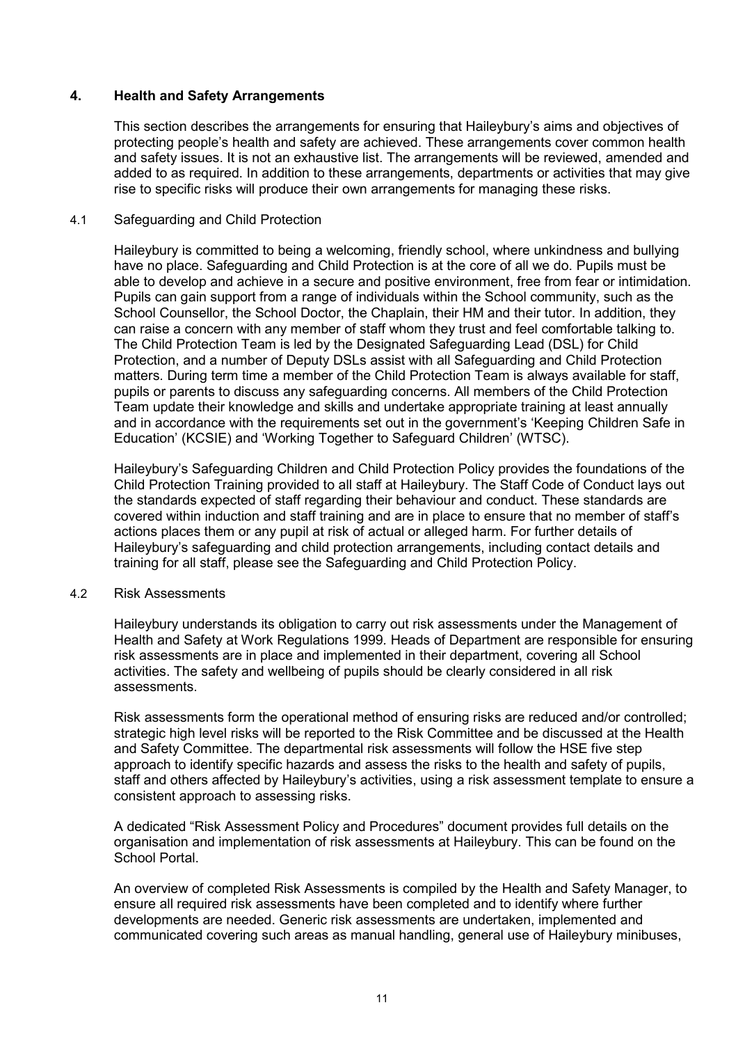## 4. Health and Safety Arrangements

This section describes the arrangements for ensuring that Haileybury's aims and objectives of protecting people's health and safety are achieved. These arrangements cover common health and safety issues. It is not an exhaustive list. The arrangements will be reviewed, amended and added to as required. In addition to these arrangements, departments or activities that may give rise to specific risks will produce their own arrangements for managing these risks.

### 4.1 Safeguarding and Child Protection

Haileybury is committed to being a welcoming, friendly school, where unkindness and bullying have no place. Safeguarding and Child Protection is at the core of all we do. Pupils must be able to develop and achieve in a secure and positive environment, free from fear or intimidation. Pupils can gain support from a range of individuals within the School community, such as the School Counsellor, the School Doctor, the Chaplain, their HM and their tutor. In addition, they can raise a concern with any member of staff whom they trust and feel comfortable talking to. The Child Protection Team is led by the Designated Safeguarding Lead (DSL) for Child Protection, and a number of Deputy DSLs assist with all Safeguarding and Child Protection matters. During term time a member of the Child Protection Team is always available for staff, pupils or parents to discuss any safeguarding concerns. All members of the Child Protection Team update their knowledge and skills and undertake appropriate training at least annually and in accordance with the requirements set out in the government's 'Keeping Children Safe in Education' (KCSIE) and 'Working Together to Safeguard Children' (WTSC).

Haileybury's Safeguarding Children and Child Protection Policy provides the foundations of the Child Protection Training provided to all staff at Haileybury. The Staff Code of Conduct lays out the standards expected of staff regarding their behaviour and conduct. These standards are covered within induction and staff training and are in place to ensure that no member of staff's actions places them or any pupil at risk of actual or alleged harm. For further details of Haileybury's safeguarding and child protection arrangements, including contact details and training for all staff, please see the Safeguarding and Child Protection Policy.

### 4.2 Risk Assessments

Haileybury understands its obligation to carry out risk assessments under the Management of Health and Safety at Work Regulations 1999. Heads of Department are responsible for ensuring risk assessments are in place and implemented in their department, covering all School activities. The safety and wellbeing of pupils should be clearly considered in all risk assessments.

Risk assessments form the operational method of ensuring risks are reduced and/or controlled; strategic high level risks will be reported to the Risk Committee and be discussed at the Health and Safety Committee. The departmental risk assessments will follow the HSE five step approach to identify specific hazards and assess the risks to the health and safety of pupils, staff and others affected by Haileybury's activities, using a risk assessment template to ensure a consistent approach to assessing risks.

A dedicated "Risk Assessment Policy and Procedures" document provides full details on the organisation and implementation of risk assessments at Haileybury. This can be found on the School Portal.

An overview of completed Risk Assessments is compiled by the Health and Safety Manager, to ensure all required risk assessments have been completed and to identify where further developments are needed. Generic risk assessments are undertaken, implemented and communicated covering such areas as manual handling, general use of Haileybury minibuses,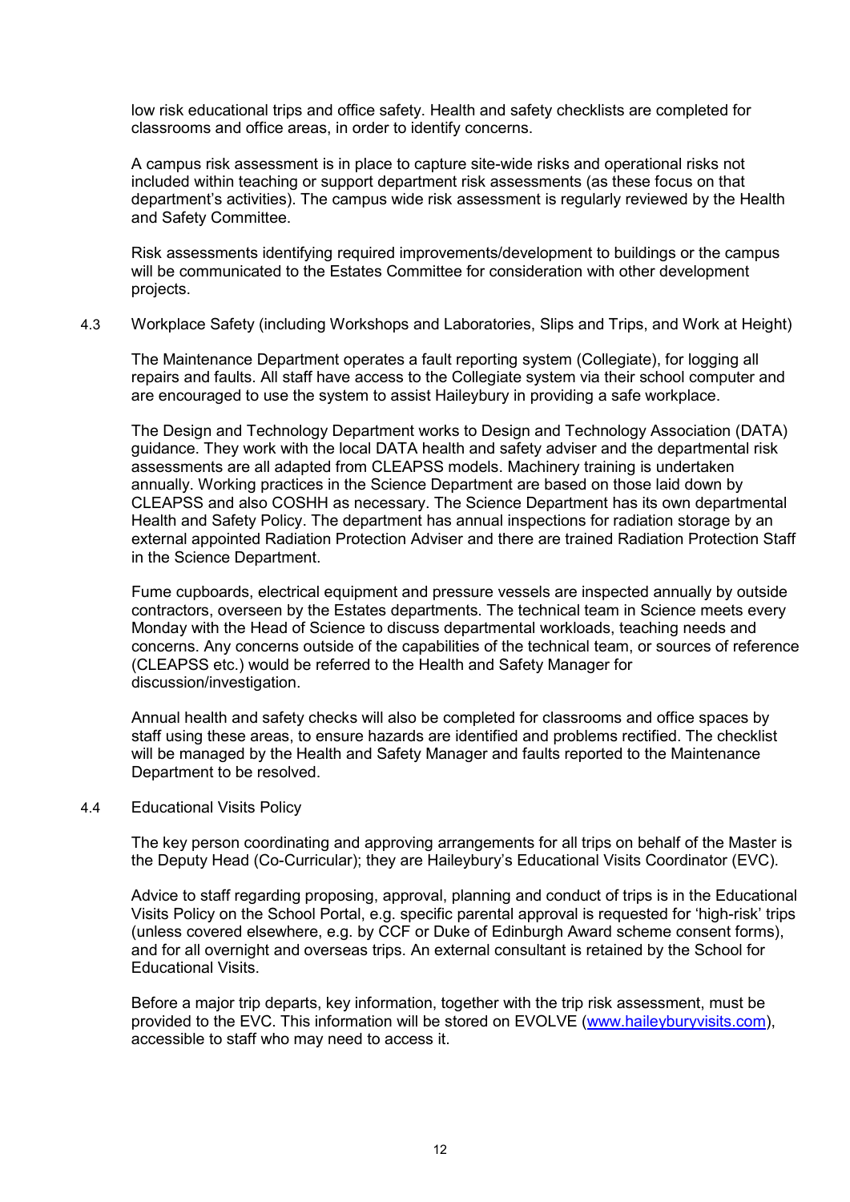low risk educational trips and office safety. Health and safety checklists are completed for classrooms and office areas, in order to identify concerns.

A campus risk assessment is in place to capture site-wide risks and operational risks not included within teaching or support department risk assessments (as these focus on that department's activities). The campus wide risk assessment is regularly reviewed by the Health and Safety Committee.

Risk assessments identifying required improvements/development to buildings or the campus will be communicated to the Estates Committee for consideration with other development projects.

### 4.3 Workplace Safety (including Workshops and Laboratories, Slips and Trips, and Work at Height)

The Maintenance Department operates a fault reporting system (Collegiate), for logging all repairs and faults. All staff have access to the Collegiate system via their school computer and are encouraged to use the system to assist Haileybury in providing a safe workplace.

The Design and Technology Department works to Design and Technology Association (DATA) guidance. They work with the local DATA health and safety adviser and the departmental risk assessments are all adapted from CLEAPSS models. Machinery training is undertaken annually. Working practices in the Science Department are based on those laid down by CLEAPSS and also COSHH as necessary. The Science Department has its own departmental Health and Safety Policy. The department has annual inspections for radiation storage by an external appointed Radiation Protection Adviser and there are trained Radiation Protection Staff in the Science Department.

Fume cupboards, electrical equipment and pressure vessels are inspected annually by outside contractors, overseen by the Estates departments. The technical team in Science meets every Monday with the Head of Science to discuss departmental workloads, teaching needs and concerns. Any concerns outside of the capabilities of the technical team, or sources of reference (CLEAPSS etc.) would be referred to the Health and Safety Manager for discussion/investigation.

Annual health and safety checks will also be completed for classrooms and office spaces by staff using these areas, to ensure hazards are identified and problems rectified. The checklist will be managed by the Health and Safety Manager and faults reported to the Maintenance Department to be resolved.

### 4.4 Educational Visits Policy

The key person coordinating and approving arrangements for all trips on behalf of the Master is the Deputy Head (Co-Curricular); they are Haileybury's Educational Visits Coordinator (EVC).

Advice to staff regarding proposing, approval, planning and conduct of trips is in the Educational Visits Policy on the School Portal, e.g. specific parental approval is requested for 'high-risk' trips (unless covered elsewhere, e.g. by CCF or Duke of Edinburgh Award scheme consent forms), and for all overnight and overseas trips. An external consultant is retained by the School for Educational Visits.

Before a major trip departs, key information, together with the trip risk assessment, must be provided to the EVC. This information will be stored on EVOLVE ([www.haileyburyvisits.com](www.haileyburyvisits.com)), accessible to staff who may need to access it.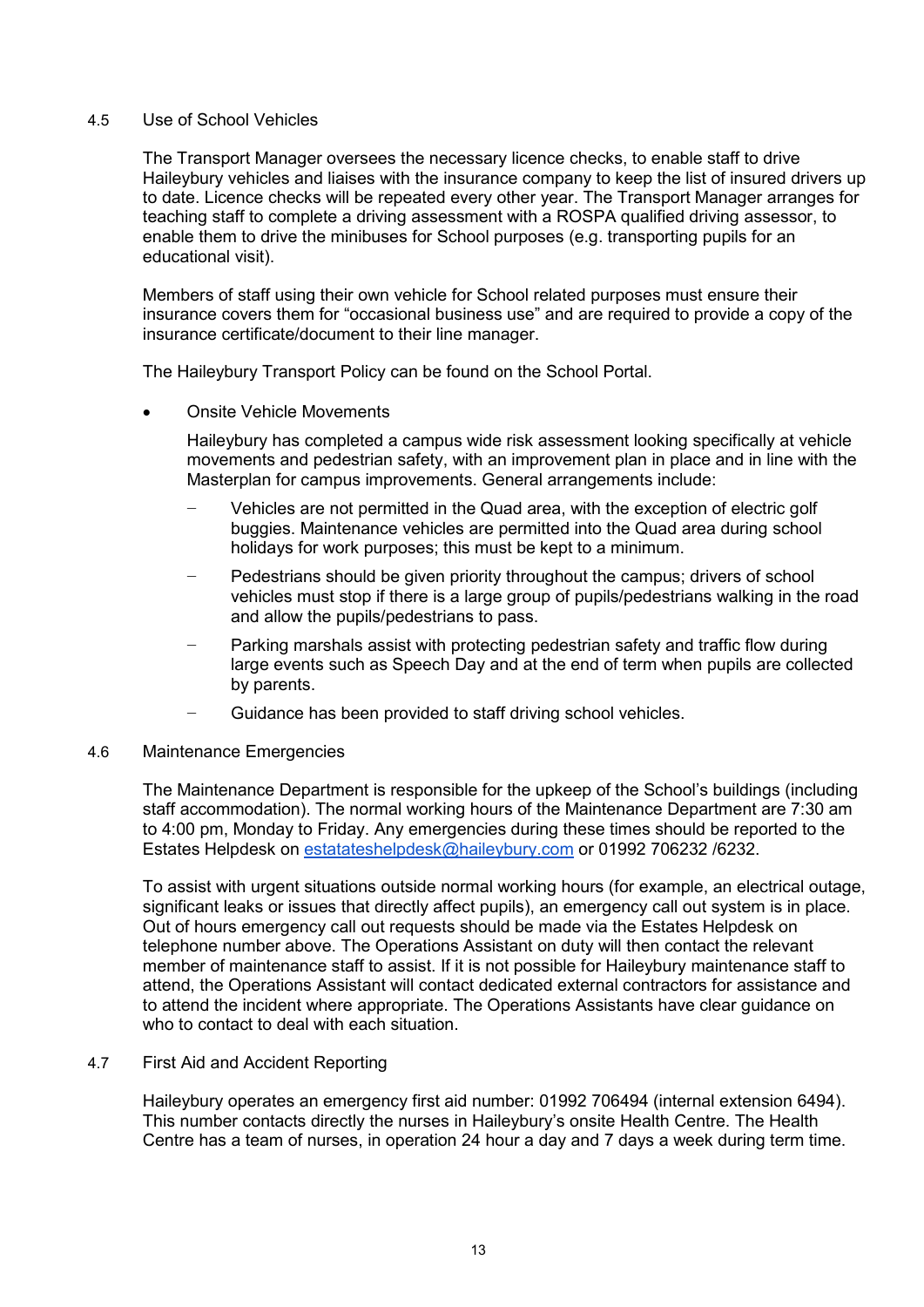## 4.5 Use of School Vehicles

The Transport Manager oversees the necessary licence checks, to enable staff to drive Haileybury vehicles and liaises with the insurance company to keep the list of insured drivers up to date. Licence checks will be repeated every other year. The Transport Manager arranges for teaching staff to complete a driving assessment with a ROSPA qualified driving assessor, to enable them to drive the minibuses for School purposes (e.g. transporting pupils for an educational visit).

Members of staff using their own vehicle for School related purposes must ensure their insurance covers them for "occasional business use" and are required to provide a copy of the insurance certificate/document to their line manager.

The Haileybury Transport Policy can be found on the School Portal.

- Onsite Vehicle Movements

  Haileybury has completed a campus wide risk assessment looking specifically at vehicle movements and pedestrian safety, with an improvement plan in place and in line with the Masterplan for campus improvements. General arrangements include:

  - Vehicles are not permitted in the Quad area, with the exception of electric golf buggies. Maintenance vehicles are permitted into the Quad area during school holidays for work purposes; this must be kept to a minimum.
  - Pedestrians should be given priority throughout the campus; drivers of school vehicles must stop if there is a large group of pupils/pedestrians walking in the road and allow the pupils/pedestrians to pass.
  - Parking marshals assist with protecting pedestrian safety and traffic flow during large events such as Speech Day and at the end of term when pupils are collected by parents.
  - Guidance has been provided to staff driving school vehicles.

## 4.6 Maintenance Emergencies

The Maintenance Department is responsible for the upkeep of the School's buildings (including staff accommodation). The normal working hours of the Maintenance Department are 7:30 am to 4:00 pm, Monday to Friday. Any emergencies during these times should be reported to the Estates Helpdesk on estatateshelpdesk@haileybury.com or 01992 706232 /6232.

To assist with urgent situations outside normal working hours (for example, an electrical outage, significant leaks or issues that directly affect pupils), an emergency call out system is in place. Out of hours emergency call out requests should be made via the Estates Helpdesk on telephone number above. The Operations Assistant on duty will then contact the relevant member of maintenance staff to assist. If it is not possible for Haileybury maintenance staff to attend, the Operations Assistant will contact dedicated external contractors for assistance and to attend the incident where appropriate. The Operations Assistants have clear guidance on who to contact to deal with each situation.

## 4.7 First Aid and Accident Reporting

Haileybury operates an emergency first aid number: 01992 706494 (internal extension 6494). This number contacts directly the nurses in Haileybury's onsite Health Centre. The Health Centre has a team of nurses, in operation 24 hour a day and 7 days a week during term time.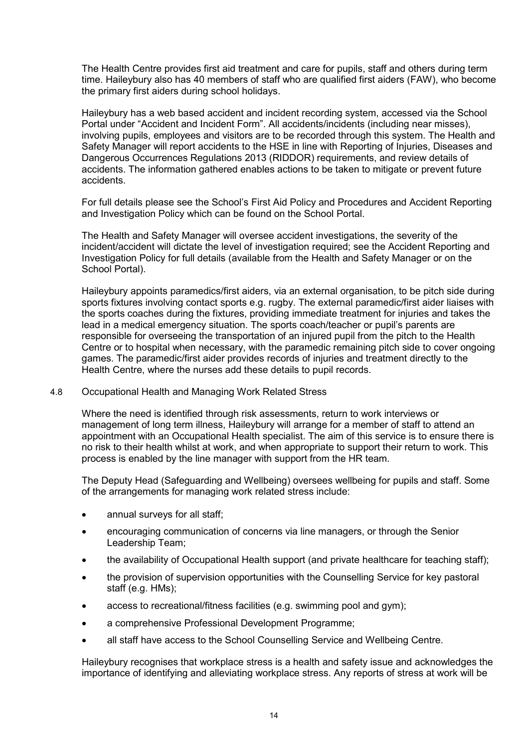The Health Centre provides first aid treatment and care for pupils, staff and others during term time. Haileybury also has 40 members of staff who are qualified first aiders (FAW), who become the primary first aiders during school holidays.

Haileybury has a web based accident and incident recording system, accessed via the School Portal under "Accident and Incident Form". All accidents/incidents (including near misses), involving pupils, employees and visitors are to be recorded through this system. The Health and Safety Manager will report accidents to the HSE in line with Reporting of Injuries, Diseases and Dangerous Occurrences Regulations 2013 (RIDDOR) requirements, and review details of accidents. The information gathered enables actions to be taken to mitigate or prevent future accidents.

For full details please see the School's First Aid Policy and Procedures and Accident Reporting and Investigation Policy which can be found on the School Portal.

The Health and Safety Manager will oversee accident investigations, the severity of the incident/accident will dictate the level of investigation required; see the Accident Reporting and Investigation Policy for full details (available from the Health and Safety Manager or on the School Portal).

Haileybury appoints paramedics/first aiders, via an external organisation, to be pitch side during sports fixtures involving contact sports e.g. rugby. The external paramedic/first aider liaises with the sports coaches during the fixtures, providing immediate treatment for injuries and takes the lead in a medical emergency situation. The sports coach/teacher or pupil's parents are responsible for overseeing the transportation of an injured pupil from the pitch to the Health Centre or to hospital when necessary, with the paramedic remaining pitch side to cover ongoing games. The paramedic/first aider provides records of injuries and treatment directly to the Health Centre, where the nurses add these details to pupil records.

### 4.8 Occupational Health and Managing Work Related Stress

Where the need is identified through risk assessments, return to work interviews or management of long term illness, Haileybury will arrange for a member of staff to attend an appointment with an Occupational Health specialist. The aim of this service is to ensure there is no risk to their health whilst at work, and when appropriate to support their return to work. This process is enabled by the line manager with support from the HR team.

The Deputy Head (Safeguarding and Wellbeing) oversees wellbeing for pupils and staff. Some of the arrangements for managing work related stress include:

- annual surveys for all staff;
- encouraging communication of concerns via line managers, or through the Senior Leadership Team;
- the availability of Occupational Health support (and private healthcare for teaching staff);
- the provision of supervision opportunities with the Counselling Service for key pastoral staff (e.g. HMs);
- access to recreational/fitness facilities (e.g. swimming pool and gym);
- a comprehensive Professional Development Programme;
- all staff have access to the School Counselling Service and Wellbeing Centre.

Haileybury recognises that workplace stress is a health and safety issue and acknowledges the importance of identifying and alleviating workplace stress. Any reports of stress at work will be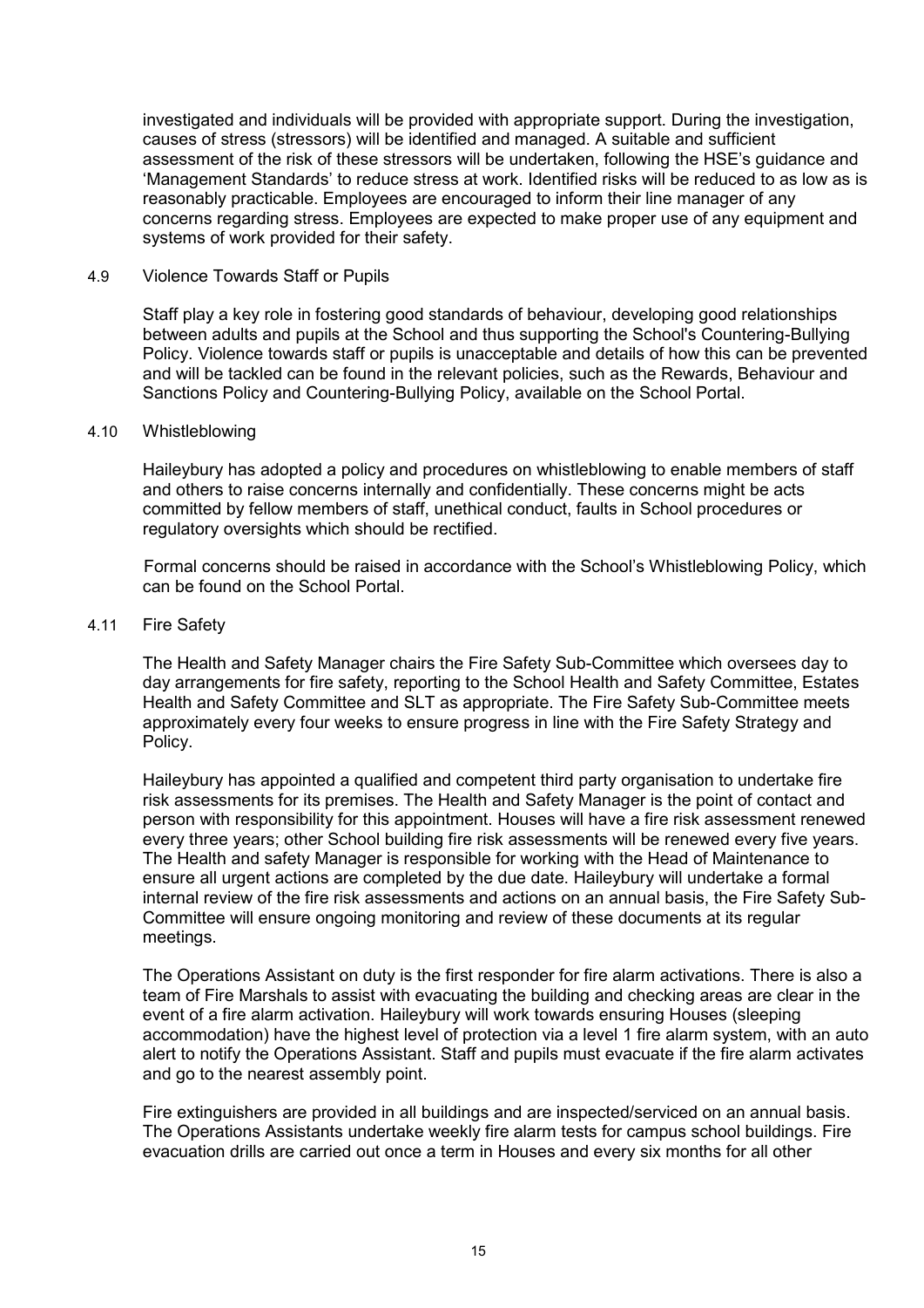investigated and individuals will be provided with appropriate support. During the investigation, causes of stress (stressors) will be identified and managed. A suitable and sufficient assessment of the risk of these stressors will be undertaken, following the HSE's guidance and 'Management Standards' to reduce stress at work. Identified risks will be reduced to as low as is reasonably practicable. Employees are encouraged to inform their line manager of any concerns regarding stress. Employees are expected to make proper use of any equipment and systems of work provided for their safety.

### 4.9 Violence Towards Staff or Pupils

Staff play a key role in fostering good standards of behaviour, developing good relationships between adults and pupils at the School and thus supporting the School's Countering-Bullying Policy. Violence towards staff or pupils is unacceptable and details of how this can be prevented and will be tackled can be found in the relevant policies, such as the Rewards, Behaviour and Sanctions Policy and Countering-Bullying Policy, available on the School Portal.

### 4.10 Whistleblowing

Haileybury has adopted a policy and procedures on whistleblowing to enable members of staff and others to raise concerns internally and confidentially. These concerns might be acts committed by fellow members of staff, unethical conduct, faults in School procedures or regulatory oversights which should be rectified.

Formal concerns should be raised in accordance with the School's Whistleblowing Policy, which can be found on the School Portal.

### 4.11 Fire Safety

The Health and Safety Manager chairs the Fire Safety Sub-Committee which oversees day to day arrangements for fire safety, reporting to the School Health and Safety Committee, Estates Health and Safety Committee and SLT as appropriate. The Fire Safety Sub-Committee meets approximately every four weeks to ensure progress in line with the Fire Safety Strategy and Policy.

Haileybury has appointed a qualified and competent third party organisation to undertake fire risk assessments for its premises. The Health and Safety Manager is the point of contact and person with responsibility for this appointment. Houses will have a fire risk assessment renewed every three years; other School building fire risk assessments will be renewed every five years. The Health and safety Manager is responsible for working with the Head of Maintenance to ensure all urgent actions are completed by the due date. Haileybury will undertake a formal internal review of the fire risk assessments and actions on an annual basis, the Fire Safety Sub-Committee will ensure ongoing monitoring and review of these documents at its regular meetings.

The Operations Assistant on duty is the first responder for fire alarm activations. There is also a team of Fire Marshals to assist with evacuating the building and checking areas are clear in the event of a fire alarm activation. Haileybury will work towards ensuring Houses (sleeping accommodation) have the highest level of protection via a level 1 fire alarm system, with an auto alert to notify the Operations Assistant. Staff and pupils must evacuate if the fire alarm activates and go to the nearest assembly point.

Fire extinguishers are provided in all buildings and are inspected/serviced on an annual basis. The Operations Assistants undertake weekly fire alarm tests for campus school buildings. Fire evacuation drills are carried out once a term in Houses and every six months for all other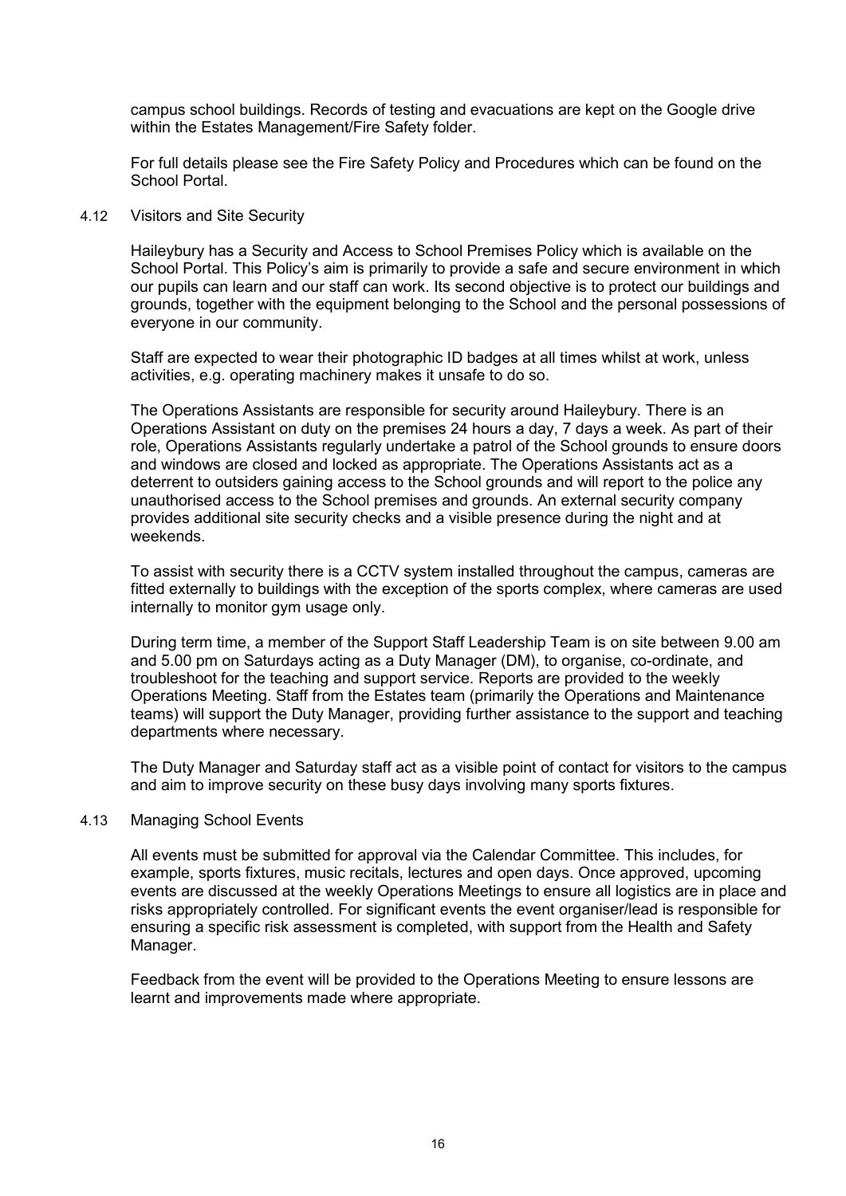campus school buildings. Records of testing and evacuations are kept on the Google drive within the Estates Management/Fire Safety folder.

For full details please see the Fire Safety Policy and Procedures which can be found on the School Portal.

### 4.12 Visitors and Site Security

Haileybury has a Security and Access to School Premises Policy which is available on the School Portal. This Policy's aim is primarily to provide a safe and secure environment in which our pupils can learn and our staff can work. Its second objective is to protect our buildings and grounds, together with the equipment belonging to the School and the personal possessions of everyone in our community.

Staff are expected to wear their photographic ID badges at all times whilst at work, unless activities, e.g. operating machinery makes it unsafe to do so.

The Operations Assistants are responsible for security around Haileybury. There is an Operations Assistant on duty on the premises 24 hours a day, 7 days a week. As part of their role, Operations Assistants regularly undertake a patrol of the School grounds to ensure doors and windows are closed and locked as appropriate. The Operations Assistants act as a deterrent to outsiders gaining access to the School grounds and will report to the police any unauthorised access to the School premises and grounds. An external security company provides additional site security checks and a visible presence during the night and at weekends.

To assist with security there is a CCTV system installed throughout the campus, cameras are fitted externally to buildings with the exception of the sports complex, where cameras are used internally to monitor gym usage only.

During term time, a member of the Support Staff Leadership Team is on site between 9.00 am and 5.00 pm on Saturdays acting as a Duty Manager (DM), to organise, co-ordinate, and troubleshoot for the teaching and support service. Reports are provided to the weekly Operations Meeting. Staff from the Estates team (primarily the Operations and Maintenance teams) will support the Duty Manager, providing further assistance to the support and teaching departments where necessary.

The Duty Manager and Saturday staff act as a visible point of contact for visitors to the campus and aim to improve security on these busy days involving many sports fixtures.

### 4.13 Managing School Events

All events must be submitted for approval via the Calendar Committee. This includes, for example, sports fixtures, music recitals, lectures and open days. Once approved, upcoming events are discussed at the weekly Operations Meetings to ensure all logistics are in place and risks appropriately controlled. For significant events the event organiser/lead is responsible for ensuring a specific risk assessment is completed, with support from the Health and Safety Manager.

Feedback from the event will be provided to the Operations Meeting to ensure lessons are learnt and improvements made where appropriate.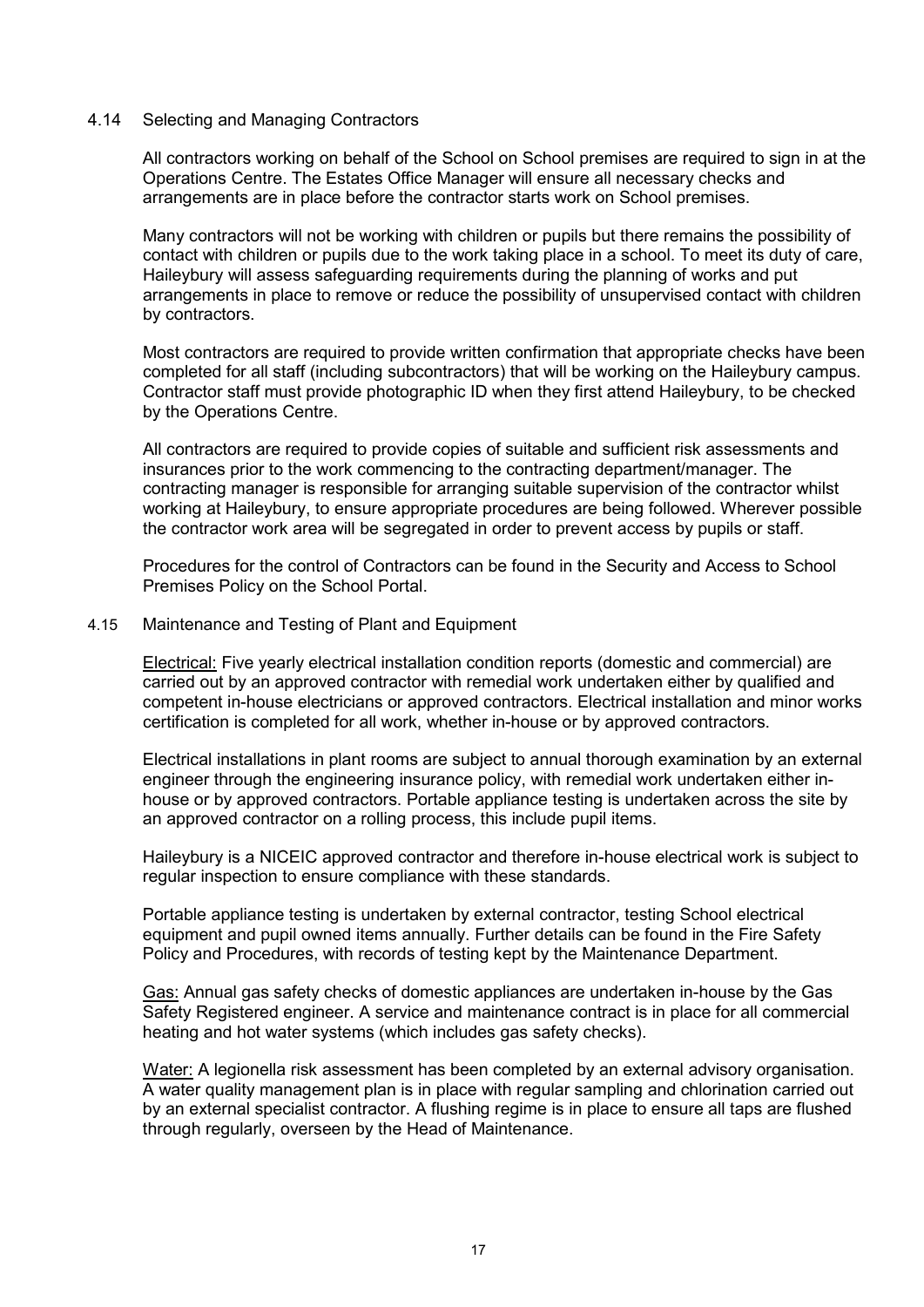### 4.14 Selecting and Managing Contractors

All contractors working on behalf of the School on School premises are required to sign in at the Operations Centre. The Estates Office Manager will ensure all necessary checks and arrangements are in place before the contractor starts work on School premises.

Many contractors will not be working with children or pupils but there remains the possibility of contact with children or pupils due to the work taking place in a school. To meet its duty of care, Haileybury will assess safeguarding requirements during the planning of works and put arrangements in place to remove or reduce the possibility of unsupervised contact with children by contractors.

Most contractors are required to provide written confirmation that appropriate checks have been completed for all staff (including subcontractors) that will be working on the Haileybury campus. Contractor staff must provide photographic ID when they first attend Haileybury, to be checked by the Operations Centre.

All contractors are required to provide copies of suitable and sufficient risk assessments and insurances prior to the work commencing to the contracting department/manager. The contracting manager is responsible for arranging suitable supervision of the contractor whilst working at Haileybury, to ensure appropriate procedures are being followed. Wherever possible the contractor work area will be segregated in order to prevent access by pupils or staff.

Procedures for the control of Contractors can be found in the Security and Access to School Premises Policy on the School Portal.

### 4.15 Maintenance and Testing of Plant and Equipment

Electrical: Five yearly electrical installation condition reports (domestic and commercial) are carried out by an approved contractor with remedial work undertaken either by qualified and competent in-house electricians or approved contractors. Electrical installation and minor works certification is completed for all work, whether in-house or by approved contractors.

Electrical installations in plant rooms are subject to annual thorough examination by an external engineer through the engineering insurance policy, with remedial work undertaken either in-house or by approved contractors. Portable appliance testing is undertaken across the site by an approved contractor on a rolling process, this include pupil items.

Haileybury is a NICEIC approved contractor and therefore in-house electrical work is subject to regular inspection to ensure compliance with these standards.

Portable appliance testing is undertaken by external contractor, testing School electrical equipment and pupil owned items annually. Further details can be found in the Fire Safety Policy and Procedures, with records of testing kept by the Maintenance Department.

Gas: Annual gas safety checks of domestic appliances are undertaken in-house by the Gas Safety Registered engineer. A service and maintenance contract is in place for all commercial heating and hot water systems (which includes gas safety checks).

Water: A legionella risk assessment has been completed by an external advisory organisation. A water quality management plan is in place with regular sampling and chlorination carried out by an external specialist contractor. A flushing regime is in place to ensure all taps are flushed through regularly, overseen by the Head of Maintenance.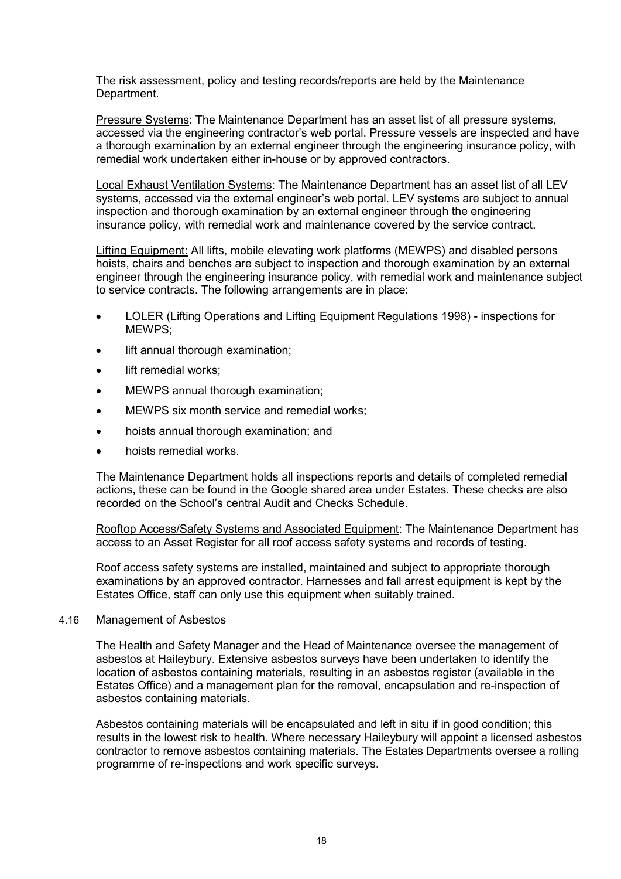The risk assessment, policy and testing records/reports are held by the Maintenance Department.

Pressure Systems: The Maintenance Department has an asset list of all pressure systems, accessed via the engineering contractor's web portal. Pressure vessels are inspected and have a thorough examination by an external engineer through the engineering insurance policy, with remedial work undertaken either in-house or by approved contractors.

Local Exhaust Ventilation Systems: The Maintenance Department has an asset list of all LEV systems, accessed via the external engineer's web portal. LEV systems are subject to annual inspection and thorough examination by an external engineer through the engineering insurance policy, with remedial work and maintenance covered by the service contract.

Lifting Equipment: All lifts, mobile elevating work platforms (MEWPS) and disabled persons hoists, chairs and benches are subject to inspection and thorough examination by an external engineer through the engineering insurance policy, with remedial work and maintenance subject to service contracts. The following arrangements are in place:

- LOLER (Lifting Operations and Lifting Equipment Regulations 1998) - inspections for MEWPS;
- lift annual thorough examination;
- lift remedial works;
- MEWPS annual thorough examination;
- MEWPS six month service and remedial works;
- hoists annual thorough examination; and
- hoists remedial works.

The Maintenance Department holds all inspections reports and details of completed remedial actions, these can be found in the Google shared area under Estates. These checks are also recorded on the School's central Audit and Checks Schedule.

Rooftop Access/Safety Systems and Associated Equipment: The Maintenance Department has access to an Asset Register for all roof access safety systems and records of testing.

Roof access safety systems are installed, maintained and subject to appropriate thorough examinations by an approved contractor. Harnesses and fall arrest equipment is kept by the Estates Office, staff can only use this equipment when suitably trained.

### 4.16 Management of Asbestos

The Health and Safety Manager and the Head of Maintenance oversee the management of asbestos at Haileybury. Extensive asbestos surveys have been undertaken to identify the location of asbestos containing materials, resulting in an asbestos register (available in the Estates Office) and a management plan for the removal, encapsulation and re-inspection of asbestos containing materials.

Asbestos containing materials will be encapsulated and left in situ if in good condition; this results in the lowest risk to health. Where necessary Haileybury will appoint a licensed asbestos contractor to remove asbestos containing materials. The Estates Departments oversee a rolling programme of re-inspections and work specific surveys.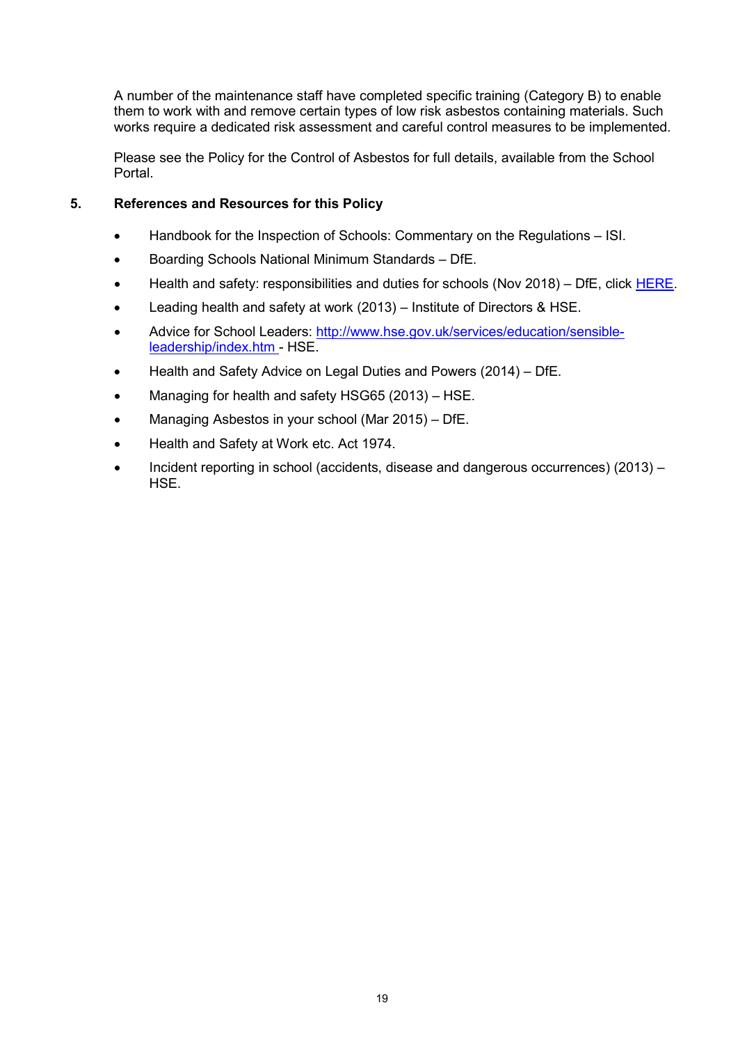A number of the maintenance staff have completed specific training (Category B) to enable them to work with and remove certain types of low risk asbestos containing materials. Such works require a dedicated risk assessment and careful control measures to be implemented.

Please see the Policy for the Control of Asbestos for full details, available from the School Portal.

## 5. References and Resources for this Policy

- Handbook for the Inspection of Schools: Commentary on the Regulations – ISI.
- Boarding Schools National Minimum Standards – DfE.
- Health and safety: responsibilities and duties for schools (Nov 2018) – DfE, click HERE.
- Leading health and safety at work (2013) – Institute of Directors & HSE.
- Advice for School Leaders: http://www.hse.gov.uk/services/education/sensible-leadership/index.htm - HSE.
- Health and Safety Advice on Legal Duties and Powers (2014) – DfE.
- Managing for health and safety HSG65 (2013) – HSE.
- Managing Asbestos in your school (Mar 2015) – DfE.
- Health and Safety at Work etc. Act 1974.
- Incident reporting in school (accidents, disease and dangerous occurrences) (2013) – HSE.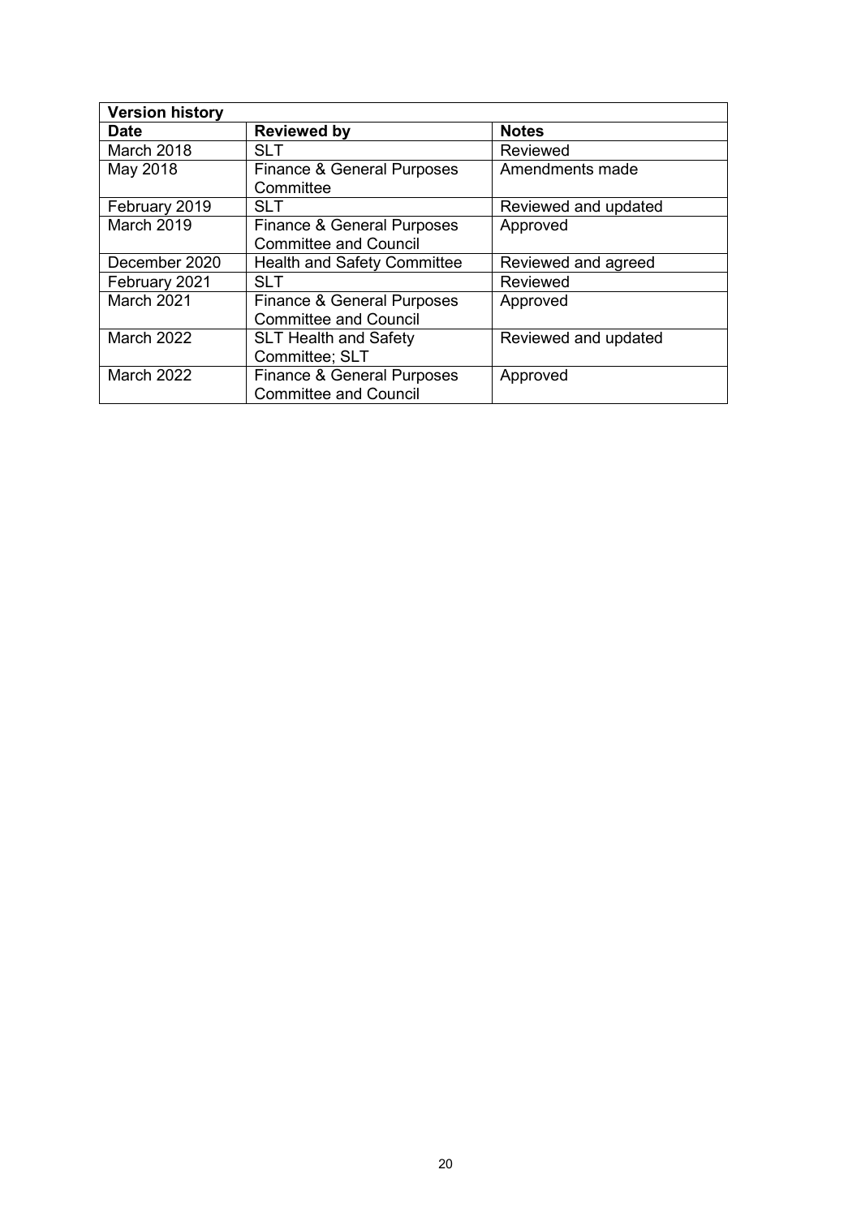| Version history | | |
|---|---|---|
| **Date** | **Reviewed by** | **Notes** |
| March 2018 | SLT | Reviewed |
| May 2018 | Finance & General Purposes Committee | Amendments made |
| February 2019 | SLT | Reviewed and updated |
| March 2019 | Finance & General Purposes Committee and Council | Approved |
| December 2020 | Health and Safety Committee | Reviewed and agreed |
| February 2021 | SLT | Reviewed |
| March 2021 | Finance & General Purposes Committee and Council | Approved |
| March 2022 | SLT Health and Safety Committee; SLT | Reviewed and updated |
| March 2022 | Finance & General Purposes Committee and Council | Approved |